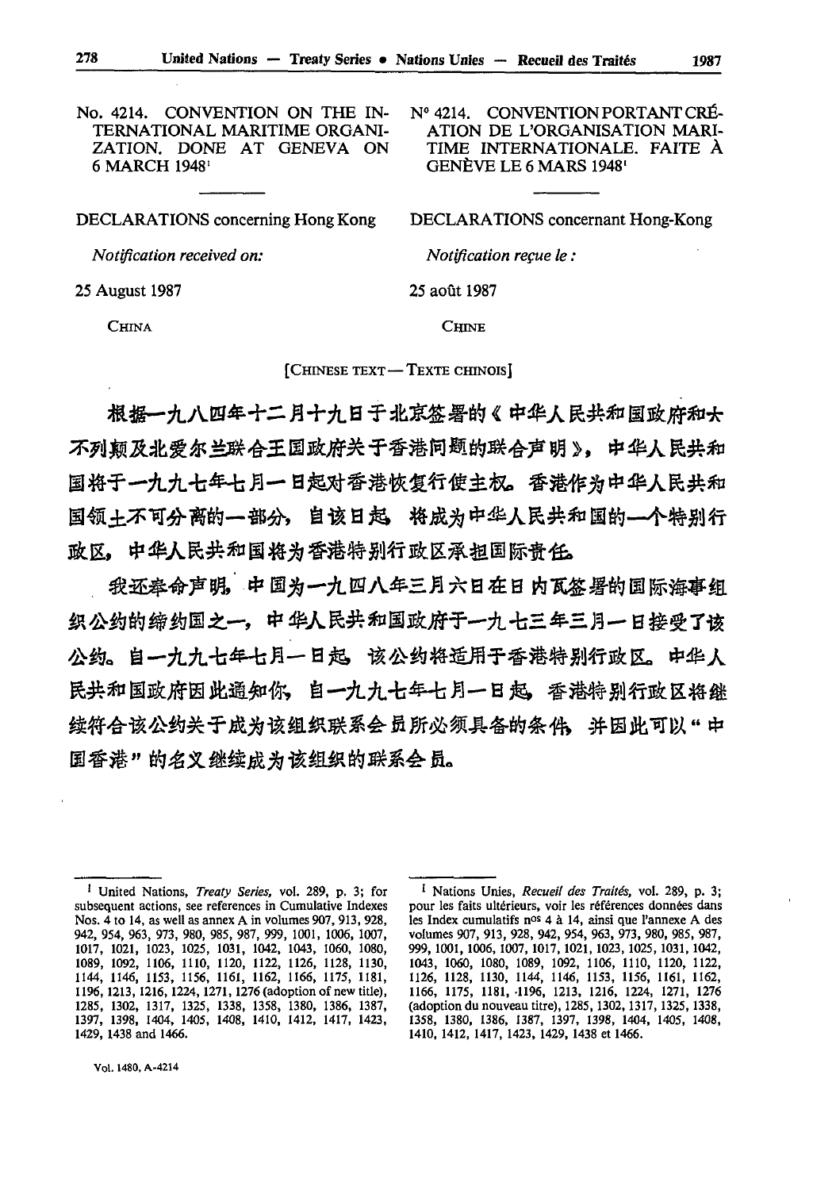No. 4214. CONVENTION ON THE INTERNATIONAL MARITIME ORGANIZATION. DONE AT GENEVA ON 6 MARCH 1948[1]

DECLARATIONS concerning Hong Kong

*Notification received on:*

25 August 1987

CHINA

N° 4214. CONVENTION PORTANT CRÉATION DE L'ORGANISATION MARITIME INTERNATIONALE. FAITE À GENÈVE LE 6 MARS 1948[1]

DECLARATIONS concernant Hong-Kong

*Notification reçue le :*

25 août 1987

CHINE

[CHINESE TEXT — TEXTE CHINOIS]

根据一九八四年十二月十九日于北京签署的《中华人民共和国政府和大不列颠及北爱尔兰联合王国政府关于香港问题的联合声明》，中华人民共和国将于一九九七年七月一日起对香港恢复行使主权。香港作为中华人民共和国领土不可分离的一部分，自该日起，将成为中华人民共和国的一个特别行政区，中华人民共和国将为香港特别行政区承担国际责任。

我还奉命声明，中国为一九四八年三月六日在日内瓦签署的国际海事组织公约的缔约国之一，中华人民共和国政府于一九七三年三月一日接受了该公约。自一九九七年七月一日起，该公约将适用于香港特别行政区。中华人民共和国政府因此通知你，自一九九七年七月一日起，香港特别行政区将继续符合该公约关于成为该组织联系会员所必须具备的条件，并因此可以"中国香港"的名义继续成为该组织的联系会员。

---

[1] United Nations, *Treaty Series*, vol. 289, p. 3; for subsequent actions, see references in Cumulative Indexes Nos. 4 to 14, as well as annex A in volumes 907, 913, 928, 942, 954, 963, 973, 980, 985, 987, 999, 1001, 1006, 1007, 1017, 1021, 1023, 1025, 1031, 1042, 1043, 1060, 1080, 1089, 1092, 1106, 1110, 1120, 1122, 1126, 1128, 1130, 1144, 1146, 1153, 1156, 1161, 1162, 1166, 1175, 1181, 1196, 1213, 1216, 1224, 1271, 1276 (adoption of new title), 1285, 1302, 1317, 1325, 1338, 1358, 1380, 1386, 1387, 1397, 1398, 1404, 1405, 1408, 1410, 1412, 1417, 1423, 1429, 1438 and 1466.

[1] Nations Unies, *Recueil des Traités*, vol. 289, p. 3; pour les faits ultérieurs, voir les références données dans les Index cumulatifs nos 4 à 14, ainsi que l'annexe A des volumes 907, 913, 928, 942, 954, 963, 973, 980, 985, 987, 999, 1001, 1006, 1007, 1017, 1021, 1023, 1025, 1031, 1042, 1043, 1060, 1080, 1089, 1092, 1106, 1110, 1120, 1122, 1126, 1128, 1130, 1144, 1146, 1153, 1156, 1161, 1162, 1166, 1175, 1181, 1196, 1213, 1216, 1224, 1271, 1276 (adoption du nouveau titre), 1285, 1302, 1317, 1325, 1338, 1358, 1380, 1386, 1387, 1397, 1398, 1404, 1405, 1408, 1410, 1412, 1417, 1423, 1429, 1438 et 1466.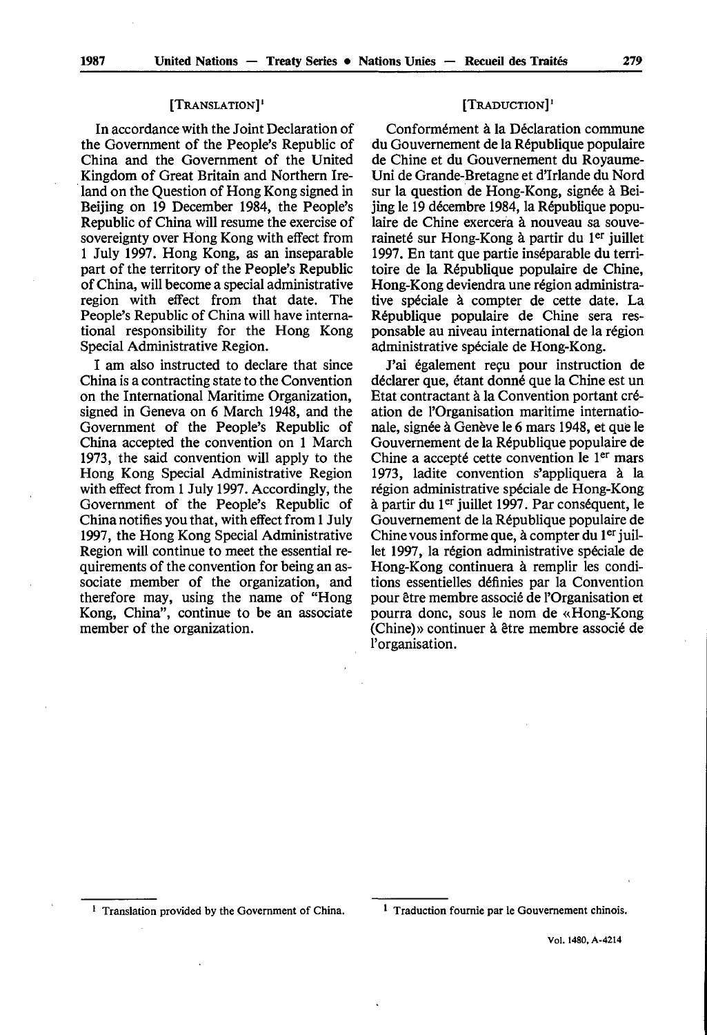[TRANSLATION][1]

In accordance with the Joint Declaration of the Government of the People's Republic of China and the Government of the United Kingdom of Great Britain and Northern Ireland on the Question of Hong Kong signed in Beijing on 19 December 1984, the People's Republic of China will resume the exercise of sovereignty over Hong Kong with effect from 1 July 1997. Hong Kong, as an inseparable part of the territory of the People's Republic of China, will become a special administrative region with effect from that date. The People's Republic of China will have international responsibility for the Hong Kong Special Administrative Region.

I am also instructed to declare that since China is a contracting state to the Convention on the International Maritime Organization, signed in Geneva on 6 March 1948, and the Government of the People's Republic of China accepted the convention on 1 March 1973, the said convention will apply to the Hong Kong Special Administrative Region with effect from 1 July 1997. Accordingly, the Government of the People's Republic of China notifies you that, with effect from 1 July 1997, the Hong Kong Special Administrative Region will continue to meet the essential requirements of the convention for being an associate member of the organization, and therefore may, using the name of "Hong Kong, China", continue to be an associate member of the organization.

[1] Translation provided by the Government of China.

[TRADUCTION][1]

Conformément à la Déclaration commune du Gouvernement de la République populaire de Chine et du Gouvernement du Royaume-Uni de Grande-Bretagne et d'Irlande du Nord sur la question de Hong-Kong, signée à Beijing le 19 décembre 1984, la République populaire de Chine exercera à nouveau sa souveraineté sur Hong-Kong à partir du 1er juillet 1997. En tant que partie inséparable du territoire de la République populaire de Chine, Hong-Kong deviendra une région administrative spéciale à compter de cette date. La République populaire de Chine sera responsable au niveau international de la région administrative spéciale de Hong-Kong.

J'ai également reçu pour instruction de déclarer que, étant donné que la Chine est un Etat contractant à la Convention portant création de l'Organisation maritime internationale, signée à Genève le 6 mars 1948, et que le Gouvernement de la République populaire de Chine a accepté cette convention le 1er mars 1973, ladite convention s'appliquera à la région administrative spéciale de Hong-Kong à partir du 1er juillet 1997. Par conséquent, le Gouvernement de la République populaire de Chine vous informe que, à compter du 1er juillet 1997, la région administrative spéciale de Hong-Kong continuera à remplir les conditions essentielles définies par la Convention pour être membre associé de l'Organisation et pourra donc, sous le nom de «Hong-Kong (Chine)» continuer à être membre associé de l'organisation.

[1] Traduction fournie par le Gouvernement chinois.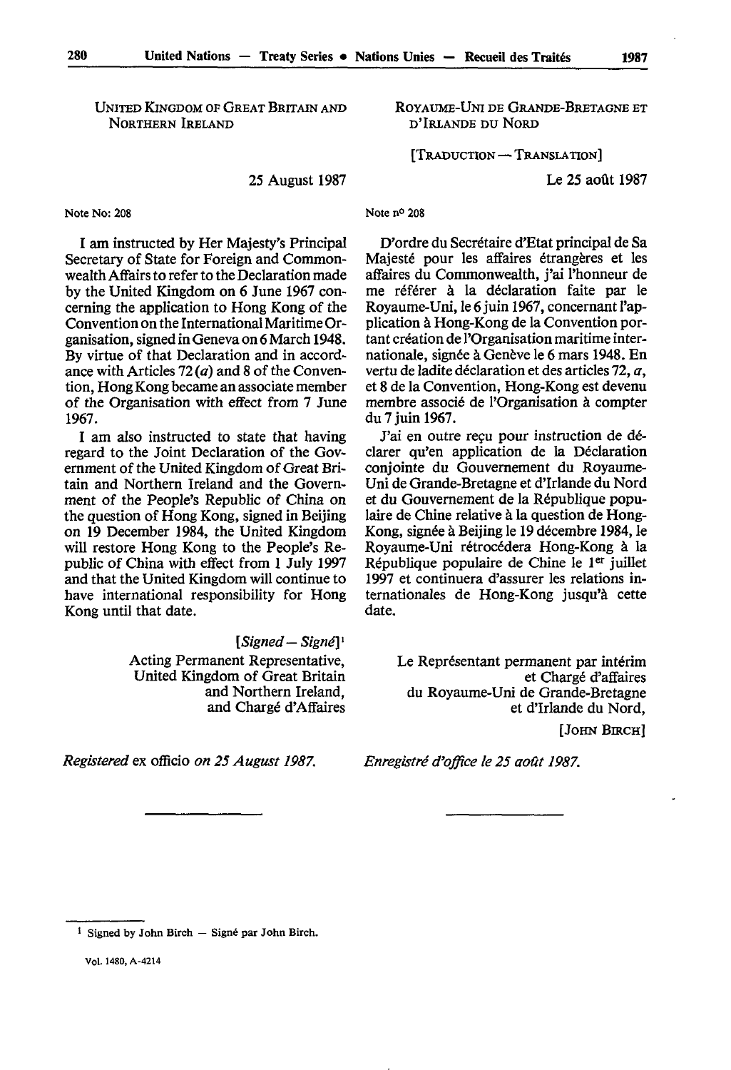UNITED KINGDOM OF GREAT BRITAIN AND NORTHERN IRELAND

25 August 1987

Note No: 208

I am instructed by Her Majesty's Principal Secretary of State for Foreign and Commonwealth Affairs to refer to the Declaration made by the United Kingdom on 6 June 1967 concerning the application to Hong Kong of the Convention on the International Maritime Organisation, signed in Geneva on 6 March 1948. By virtue of that Declaration and in accordance with Articles 72 (*a*) and 8 of the Convention, Hong Kong became an associate member of the Organisation with effect from 7 June 1967.

I am also instructed to state that having regard to the Joint Declaration of the Government of the United Kingdom of Great Britain and Northern Ireland and the Government of the People's Republic of China on the question of Hong Kong, signed in Beijing on 19 December 1984, the United Kingdom will restore Hong Kong to the People's Republic of China with effect from 1 July 1997 and that the United Kingdom will continue to have international responsibility for Hong Kong until that date.

[*Signed — Signé*][1]

Acting Permanent Representative,
United Kingdom of Great Britain and Northern Ireland,
and Chargé d'Affaires

*Registered* ex officio *on 25 August 1987.*

ROYAUME-UNI DE GRANDE-BRETAGNE ET D'IRLANDE DU NORD

[TRADUCTION — TRANSLATION]

Le 25 août 1987

Note n° 208

D'ordre du Secrétaire d'Etat principal de Sa Majesté pour les affaires étrangères et les affaires du Commonwealth, j'ai l'honneur de me référer à la déclaration faite par le Royaume-Uni, le 6 juin 1967, concernant l'application à Hong-Kong de la Convention portant création de l'Organisation maritime internationale, signée à Genève le 6 mars 1948. En vertu de ladite déclaration et des articles 72, *a*, et 8 de la Convention, Hong-Kong est devenu membre associé de l'Organisation à compter du 7 juin 1967.

J'ai en outre reçu pour instruction de déclarer qu'en application de la Déclaration conjointe du Gouvernement du Royaume-Uni de Grande-Bretagne et d'Irlande du Nord et du Gouvernement de la République populaire de Chine relative à la question de Hong-Kong, signée à Beijing le 19 décembre 1984, le Royaume-Uni rétrocédera Hong-Kong à la République populaire de Chine le 1er juillet 1997 et continuera d'assurer les relations internationales de Hong-Kong jusqu'à cette date.

Le Représentant permanent par intérim
et Chargé d'affaires
du Royaume-Uni de Grande-Bretagne
et d'Irlande du Nord,

[JOHN BIRCH]

*Enregistré d'office le 25 août 1987.*

[1] Signed by John Birch — Signé par John Birch.

Vol. 1480, A-4214